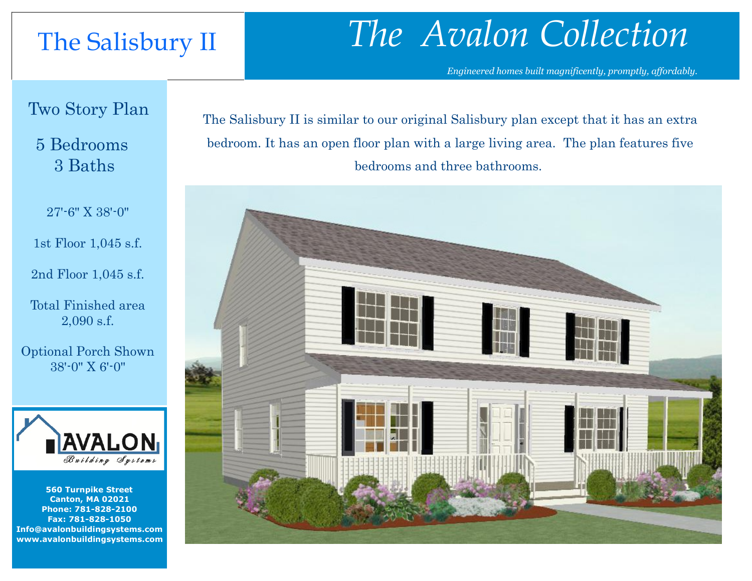# The Salisbury II

# *The Avalon Collection*

*Engineered homes built magnificently, promptly, affordably.*

## Two Story Plan

5 Bedrooms
3 Baths

27'-6" X 38'-0"

1st Floor 1,045 s.f.

2nd Floor 1,045 s.f.

Total Finished area
2,090 s.f.

Optional Porch Shown
38'-0" X 6'-0"

AVALON
Building Systems

**560 Turnpike Street**
**Canton, MA 02021**
**Phone: 781-828-2100**
**Fax: 781-828-1050**
**Info@avalonbuildingsystems.com**
**www.avalonbuildingsystems.com**

The Salisbury II is similar to our original Salisbury plan except that it has an extra bedroom. It has an open floor plan with a large living area. The plan features five bedrooms and three bathrooms.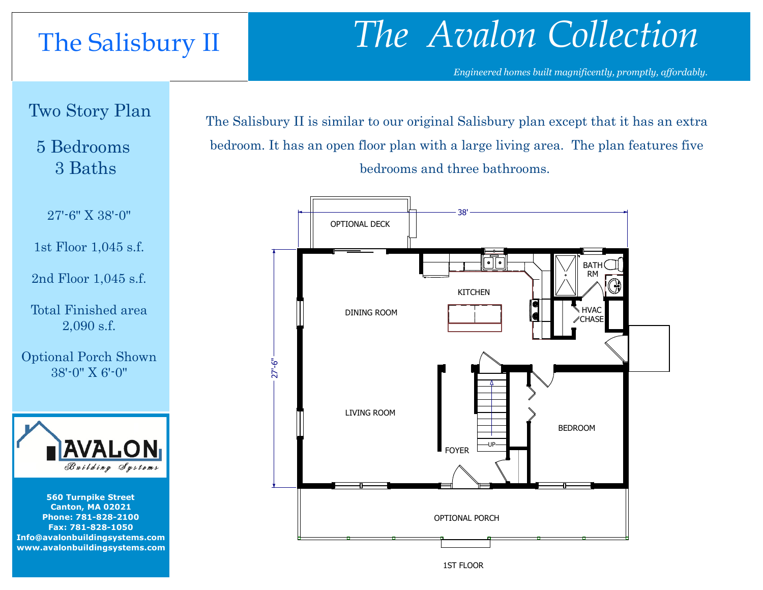# The Salisbury II

# *The Avalon Collection*

*Engineered homes built magnificently, promptly, affordably.*

## Two Story Plan

5 Bedrooms
3 Baths

27'-6" X 38'-0"

1st Floor 1,045 s.f.

2nd Floor 1,045 s.f.

Total Finished area
2,090 s.f.

Optional Porch Shown
38'-0" X 6'-0"

**AVALON**
*Building Systems*

**560 Turnpike Street**
**Canton, MA 02021**
**Phone: 781-828-2100**
**Fax: 781-828-1050**
**Info@avalonbuildingsystems.com**
**www.avalonbuildingsystems.com**

The Salisbury II is similar to our original Salisbury plan except that it has an extra bedroom. It has an open floor plan with a large living area. The plan features five bedrooms and three bathrooms.

38'

27'-6"

OPTIONAL DECK

KITCHEN

DINING ROOM

BATH RM

HVAC CHASE

LIVING ROOM

FOYER

UP

BEDROOM

OPTIONAL PORCH

1ST FLOOR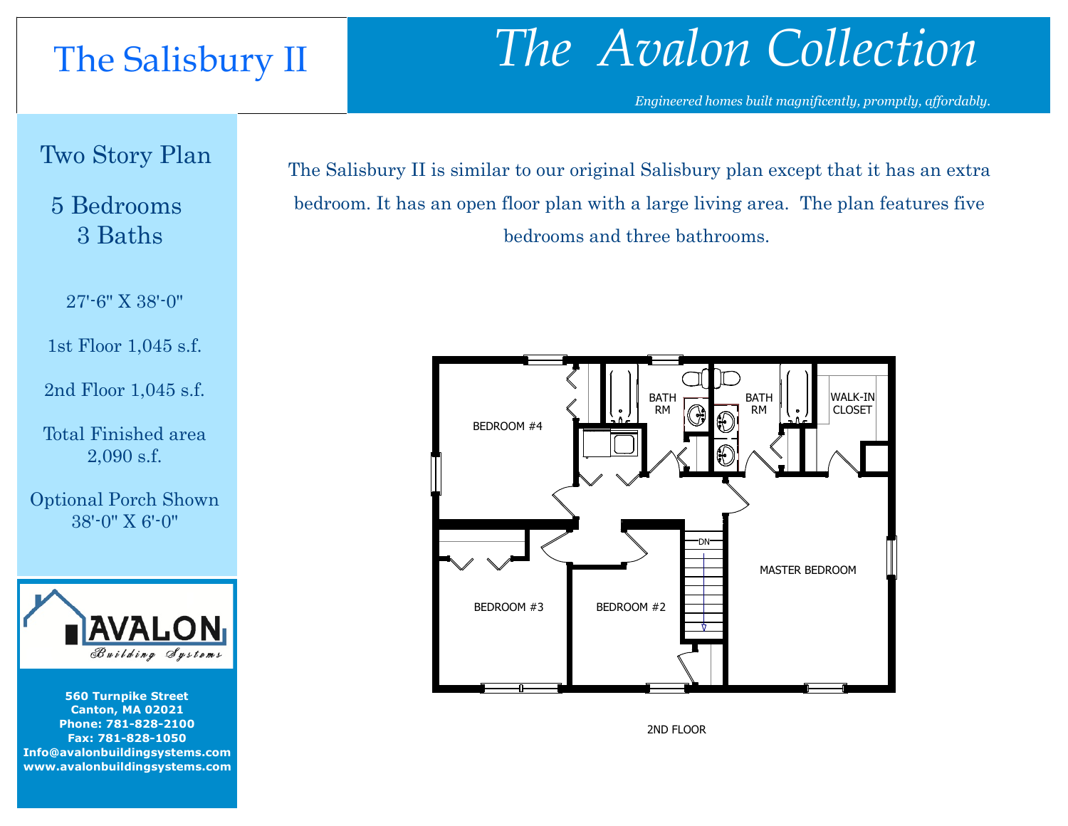# The Salisbury II

# *The Avalon Collection*

*Engineered homes built magnificently, promptly, affordably.*

## Two Story Plan

5 Bedrooms
3 Baths

27'-6" X 38'-0"

1st Floor 1,045 s.f.

2nd Floor 1,045 s.f.

Total Finished area
2,090 s.f.

Optional Porch Shown
38'-0" X 6'-0"

The Salisbury II is similar to our original Salisbury plan except that it has an extra bedroom. It has an open floor plan with a large living area. The plan features five bedrooms and three bathrooms.

BEDROOM #4

BATH RM

BATH RM

WALK-IN CLOSET

DN

MASTER BEDROOM

BEDROOM #3

BEDROOM #2

2ND FLOOR

AVALON
Building Systems

**560 Turnpike Street**
**Canton, MA 02021**
**Phone: 781-828-2100**
**Fax: 781-828-1050**
**Info@avalonbuildingsystems.com**
**www.avalonbuildingsystems.com**